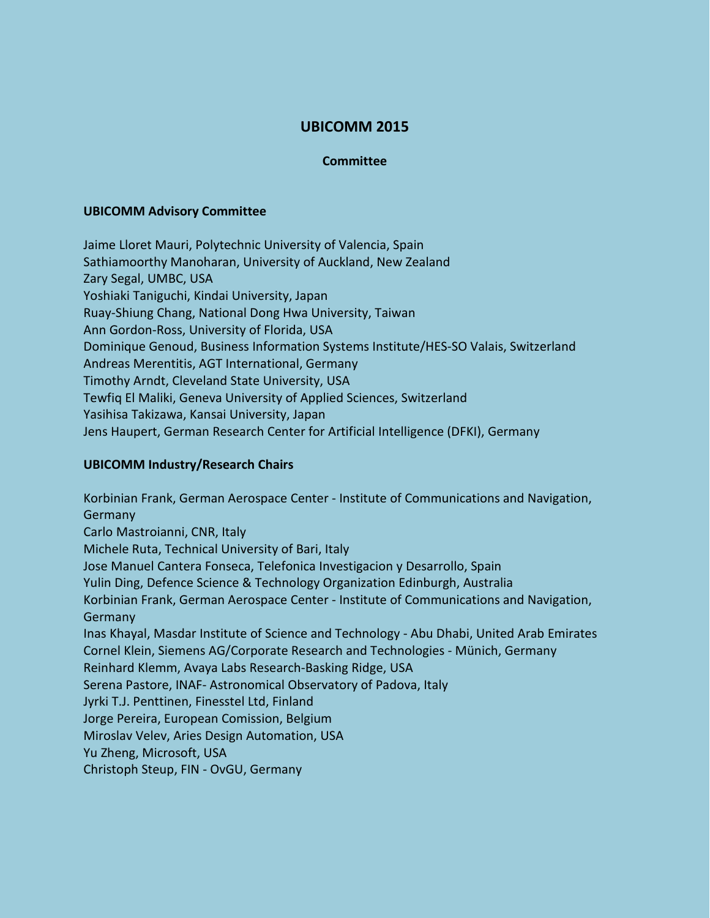# UBICOMM 2015

## Committee

### UBICOMM Advisory Committee

Jaime Lloret Mauri, Polytechnic University of Valencia, Spain
Sathiamoorthy Manoharan, University of Auckland, New Zealand
Zary Segal, UMBC, USA
Yoshiaki Taniguchi, Kindai University, Japan
Ruay-Shiung Chang, National Dong Hwa University, Taiwan
Ann Gordon-Ross, University of Florida, USA
Dominique Genoud, Business Information Systems Institute/HES-SO Valais, Switzerland
Andreas Merentitis, AGT International, Germany
Timothy Arndt, Cleveland State University, USA
Tewfiq El Maliki, Geneva University of Applied Sciences, Switzerland
Yasihisa Takizawa, Kansai University, Japan
Jens Haupert, German Research Center for Artificial Intelligence (DFKI), Germany

### UBICOMM Industry/Research Chairs

Korbinian Frank, German Aerospace Center - Institute of Communications and Navigation, Germany
Carlo Mastroianni, CNR, Italy
Michele Ruta, Technical University of Bari, Italy
Jose Manuel Cantera Fonseca, Telefonica Investigacion y Desarrollo, Spain
Yulin Ding, Defence Science & Technology Organization Edinburgh, Australia
Korbinian Frank, German Aerospace Center - Institute of Communications and Navigation, Germany
Inas Khayal, Masdar Institute of Science and Technology - Abu Dhabi, United Arab Emirates
Cornel Klein, Siemens AG/Corporate Research and Technologies - Münich, Germany
Reinhard Klemm, Avaya Labs Research-Basking Ridge, USA
Serena Pastore, INAF- Astronomical Observatory of Padova, Italy
Jyrki T.J. Penttinen, Finesstel Ltd, Finland
Jorge Pereira, European Comission, Belgium
Miroslav Velev, Aries Design Automation, USA
Yu Zheng, Microsoft, USA
Christoph Steup, FIN - OvGU, Germany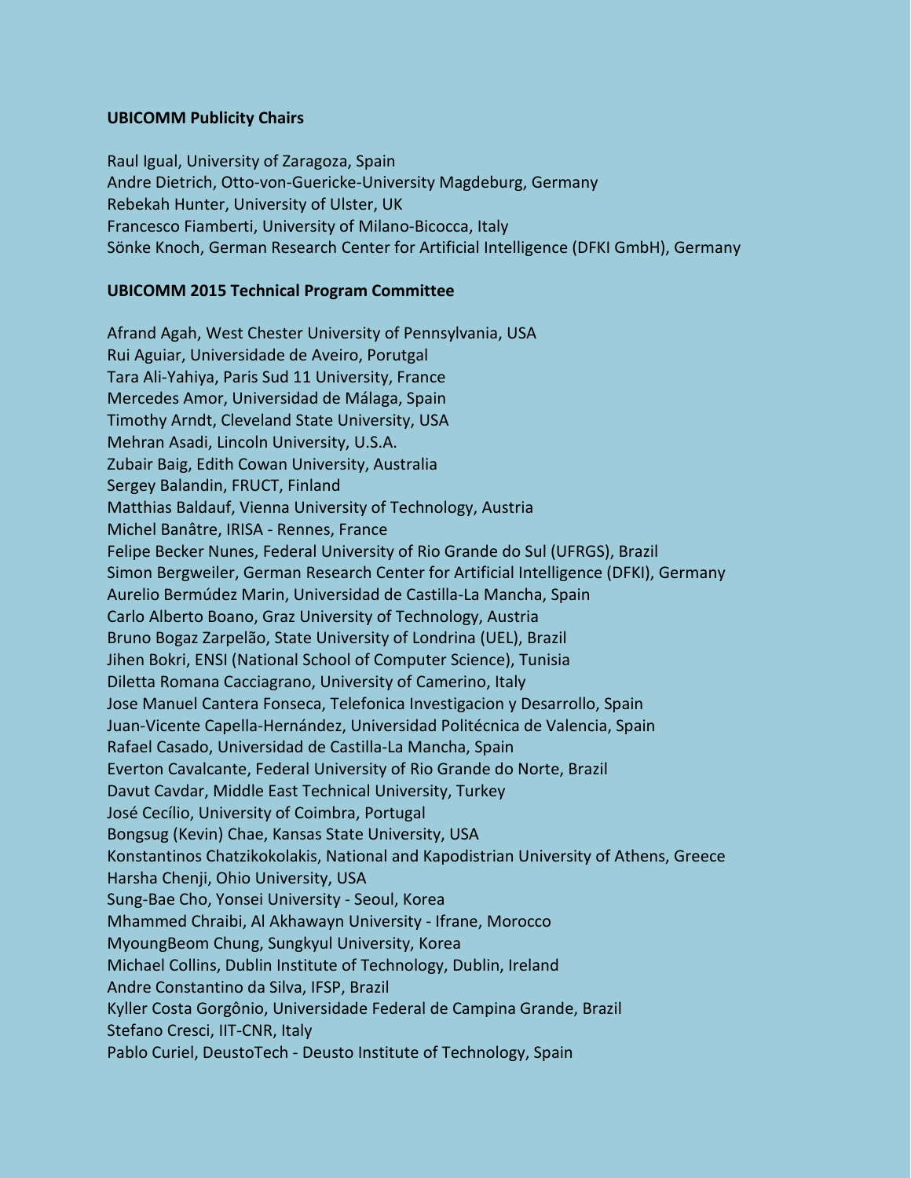**UBICOMM Publicity Chairs**

Raul Igual, University of Zaragoza, Spain
Andre Dietrich, Otto-von-Guericke-University Magdeburg, Germany
Rebekah Hunter, University of Ulster, UK
Francesco Fiamberti, University of Milano-Bicocca, Italy
Sönke Knoch, German Research Center for Artificial Intelligence (DFKI GmbH), Germany

**UBICOMM 2015 Technical Program Committee**

Afrand Agah, West Chester University of Pennsylvania, USA
Rui Aguiar, Universidade de Aveiro, Porutgal
Tara Ali-Yahiya, Paris Sud 11 University, France
Mercedes Amor, Universidad de Málaga, Spain
Timothy Arndt, Cleveland State University, USA
Mehran Asadi, Lincoln University, U.S.A.
Zubair Baig, Edith Cowan University, Australia
Sergey Balandin, FRUCT, Finland
Matthias Baldauf, Vienna University of Technology, Austria
Michel Banâtre, IRISA - Rennes, France
Felipe Becker Nunes, Federal University of Rio Grande do Sul (UFRGS), Brazil
Simon Bergweiler, German Research Center for Artificial Intelligence (DFKI), Germany
Aurelio Bermúdez Marin, Universidad de Castilla-La Mancha, Spain
Carlo Alberto Boano, Graz University of Technology, Austria
Bruno Bogaz Zarpelão, State University of Londrina (UEL), Brazil
Jihen Bokri, ENSI (National School of Computer Science), Tunisia
Diletta Romana Cacciagrano, University of Camerino, Italy
Jose Manuel Cantera Fonseca, Telefonica Investigacion y Desarrollo, Spain
Juan-Vicente Capella-Hernández, Universidad Politécnica de Valencia, Spain
Rafael Casado, Universidad de Castilla-La Mancha, Spain
Everton Cavalcante, Federal University of Rio Grande do Norte, Brazil
Davut Cavdar, Middle East Technical University, Turkey
José Cecílio, University of Coimbra, Portugal
Bongsug (Kevin) Chae, Kansas State University, USA
Konstantinos Chatzikokolakis, National and Kapodistrian University of Athens, Greece
Harsha Chenji, Ohio University, USA
Sung-Bae Cho, Yonsei University - Seoul, Korea
Mhammed Chraibi, Al Akhawayn University - Ifrane, Morocco
MyoungBeom Chung, Sungkyul University, Korea
Michael Collins, Dublin Institute of Technology, Dublin, Ireland
Andre Constantino da Silva, IFSP, Brazil
Kyller Costa Gorgônio, Universidade Federal de Campina Grande, Brazil
Stefano Cresci, IIT-CNR, Italy
Pablo Curiel, DeustoTech - Deusto Institute of Technology, Spain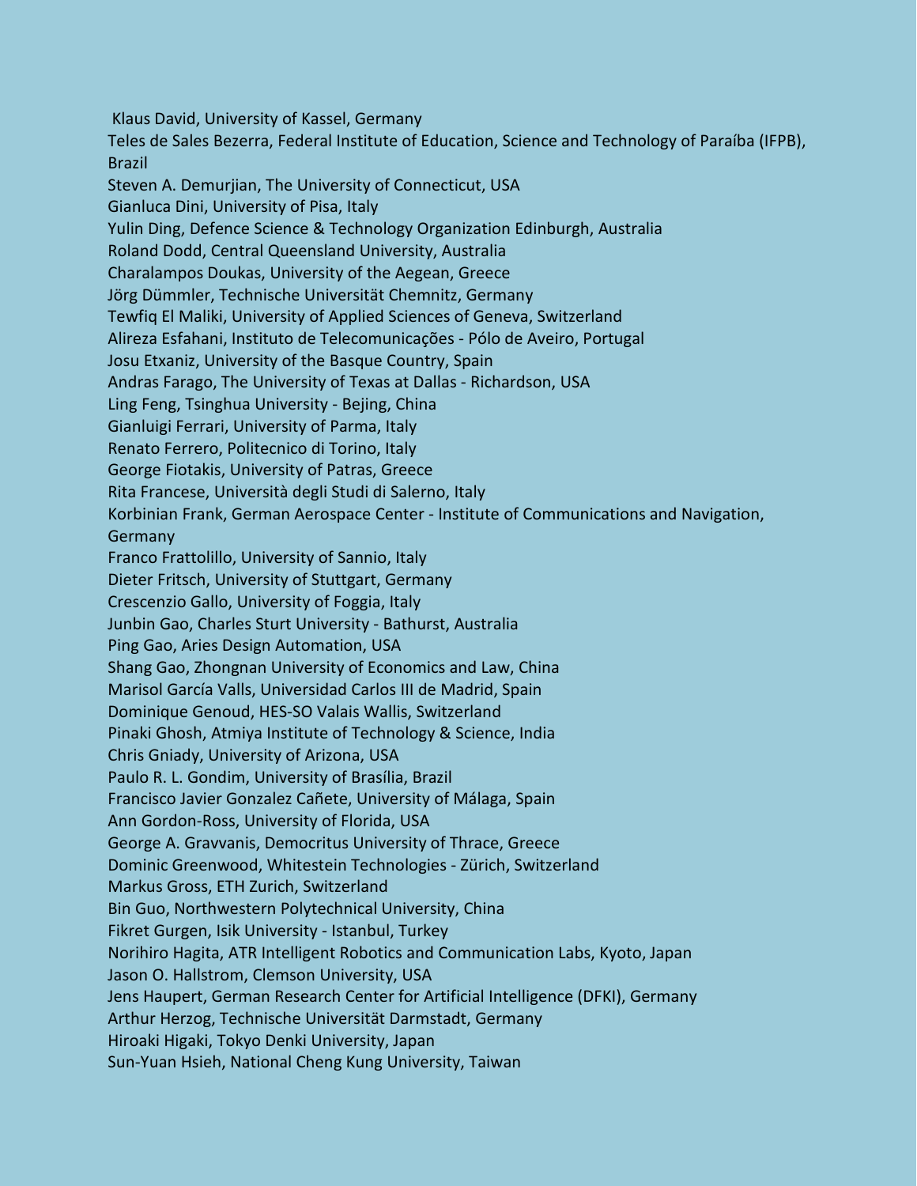Klaus David, University of Kassel, Germany
Teles de Sales Bezerra, Federal Institute of Education, Science and Technology of Paraíba (IFPB), Brazil
Steven A. Demurjian, The University of Connecticut, USA
Gianluca Dini, University of Pisa, Italy
Yulin Ding, Defence Science & Technology Organization Edinburgh, Australia
Roland Dodd, Central Queensland University, Australia
Charalampos Doukas, University of the Aegean, Greece
Jörg Dümmler, Technische Universität Chemnitz, Germany
Tewfiq El Maliki, University of Applied Sciences of Geneva, Switzerland
Alireza Esfahani, Instituto de Telecomunicações - Pólo de Aveiro, Portugal
Josu Etxaniz, University of the Basque Country, Spain
Andras Farago, The University of Texas at Dallas - Richardson, USA
Ling Feng, Tsinghua University - Bejing, China
Gianluigi Ferrari, University of Parma, Italy
Renato Ferrero, Politecnico di Torino, Italy
George Fiotakis, University of Patras, Greece
Rita Francese, Università degli Studi di Salerno, Italy
Korbinian Frank, German Aerospace Center - Institute of Communications and Navigation, Germany
Franco Frattolillo, University of Sannio, Italy
Dieter Fritsch, University of Stuttgart, Germany
Crescenzio Gallo, University of Foggia, Italy
Junbin Gao, Charles Sturt University - Bathurst, Australia
Ping Gao, Aries Design Automation, USA
Shang Gao, Zhongnan University of Economics and Law, China
Marisol García Valls, Universidad Carlos III de Madrid, Spain
Dominique Genoud, HES-SO Valais Wallis, Switzerland
Pinaki Ghosh, Atmiya Institute of Technology & Science, India
Chris Gniady, University of Arizona, USA
Paulo R. L. Gondim, University of Brasília, Brazil
Francisco Javier Gonzalez Cañete, University of Málaga, Spain
Ann Gordon-Ross, University of Florida, USA
George A. Gravvanis, Democritus University of Thrace, Greece
Dominic Greenwood, Whitestein Technologies - Zürich, Switzerland
Markus Gross, ETH Zurich, Switzerland
Bin Guo, Northwestern Polytechnical University, China
Fikret Gurgen, Isik University - Istanbul, Turkey
Norihiro Hagita, ATR Intelligent Robotics and Communication Labs, Kyoto, Japan
Jason O. Hallstrom, Clemson University, USA
Jens Haupert, German Research Center for Artificial Intelligence (DFKI), Germany
Arthur Herzog, Technische Universität Darmstadt, Germany
Hiroaki Higaki, Tokyo Denki University, Japan
Sun-Yuan Hsieh, National Cheng Kung University, Taiwan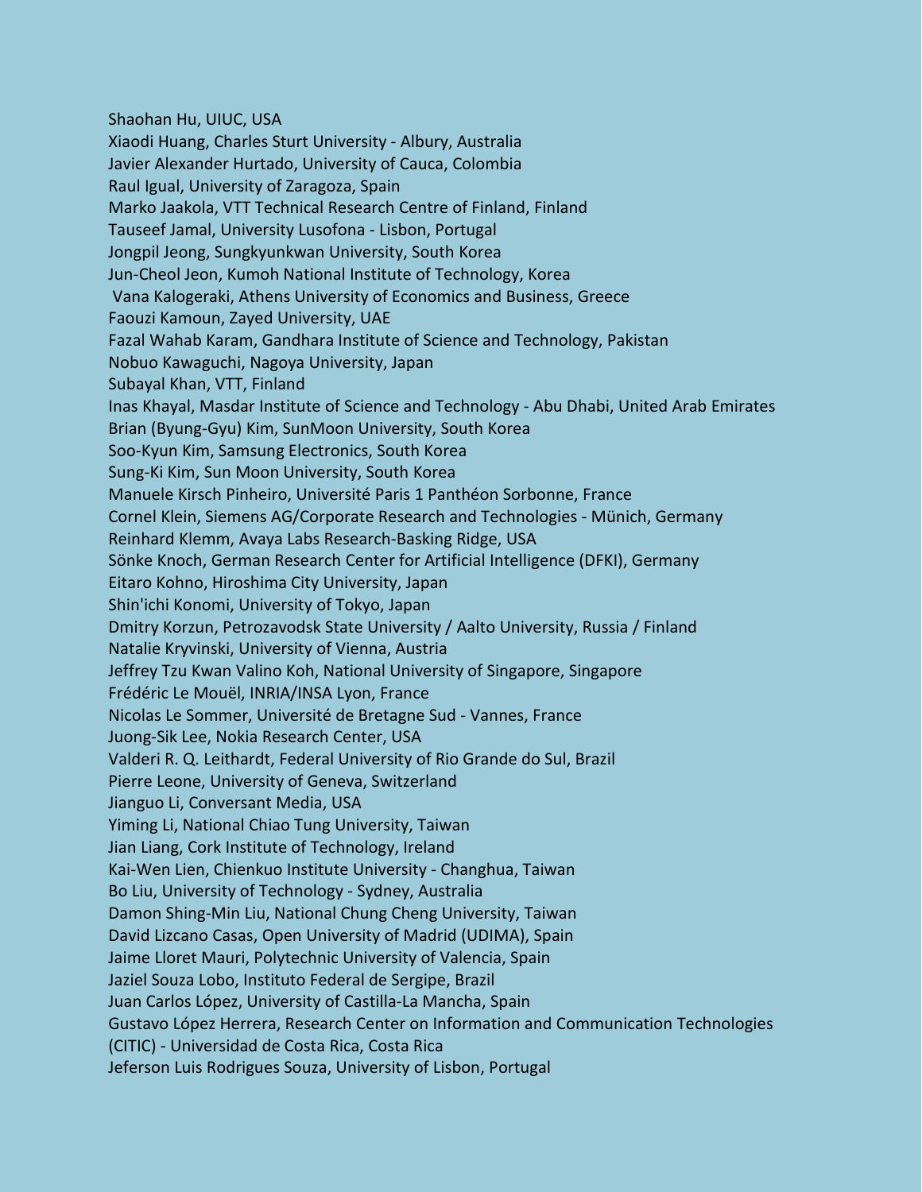Shaohan Hu, UIUC, USA
Xiaodi Huang, Charles Sturt University - Albury, Australia
Javier Alexander Hurtado, University of Cauca, Colombia
Raul Igual, University of Zaragoza, Spain
Marko Jaakola, VTT Technical Research Centre of Finland, Finland
Tauseef Jamal, University Lusofona - Lisbon, Portugal
Jongpil Jeong, Sungkyunkwan University, South Korea
Jun-Cheol Jeon, Kumoh National Institute of Technology, Korea
Vana Kalogeraki, Athens University of Economics and Business, Greece
Faouzi Kamoun, Zayed University, UAE
Fazal Wahab Karam, Gandhara Institute of Science and Technology, Pakistan
Nobuo Kawaguchi, Nagoya University, Japan
Subayal Khan, VTT, Finland
Inas Khayal, Masdar Institute of Science and Technology - Abu Dhabi, United Arab Emirates
Brian (Byung-Gyu) Kim, SunMoon University, South Korea
Soo-Kyun Kim, Samsung Electronics, South Korea
Sung-Ki Kim, Sun Moon University, South Korea
Manuele Kirsch Pinheiro, Université Paris 1 Panthéon Sorbonne, France
Cornel Klein, Siemens AG/Corporate Research and Technologies - Münich, Germany
Reinhard Klemm, Avaya Labs Research-Basking Ridge, USA
Sönke Knoch, German Research Center for Artificial Intelligence (DFKI), Germany
Eitaro Kohno, Hiroshima City University, Japan
Shin'ichi Konomi, University of Tokyo, Japan
Dmitry Korzun, Petrozavodsk State University / Aalto University, Russia / Finland
Natalie Kryvinski, University of Vienna, Austria
Jeffrey Tzu Kwan Valino Koh, National University of Singapore, Singapore
Frédéric Le Mouël, INRIA/INSA Lyon, France
Nicolas Le Sommer, Université de Bretagne Sud - Vannes, France
Juong-Sik Lee, Nokia Research Center, USA
Valderi R. Q. Leithardt, Federal University of Rio Grande do Sul, Brazil
Pierre Leone, University of Geneva, Switzerland
Jianguo Li, Conversant Media, USA
Yiming Li, National Chiao Tung University, Taiwan
Jian Liang, Cork Institute of Technology, Ireland
Kai-Wen Lien, Chienkuo Institute University - Changhua, Taiwan
Bo Liu, University of Technology - Sydney, Australia
Damon Shing-Min Liu, National Chung Cheng University, Taiwan
David Lizcano Casas, Open University of Madrid (UDIMA), Spain
Jaime Lloret Mauri, Polytechnic University of Valencia, Spain
Jaziel Souza Lobo, Instituto Federal de Sergipe, Brazil
Juan Carlos López, University of Castilla-La Mancha, Spain
Gustavo López Herrera, Research Center on Information and Communication Technologies (CITIC) - Universidad de Costa Rica, Costa Rica
Jeferson Luis Rodrigues Souza, University of Lisbon, Portugal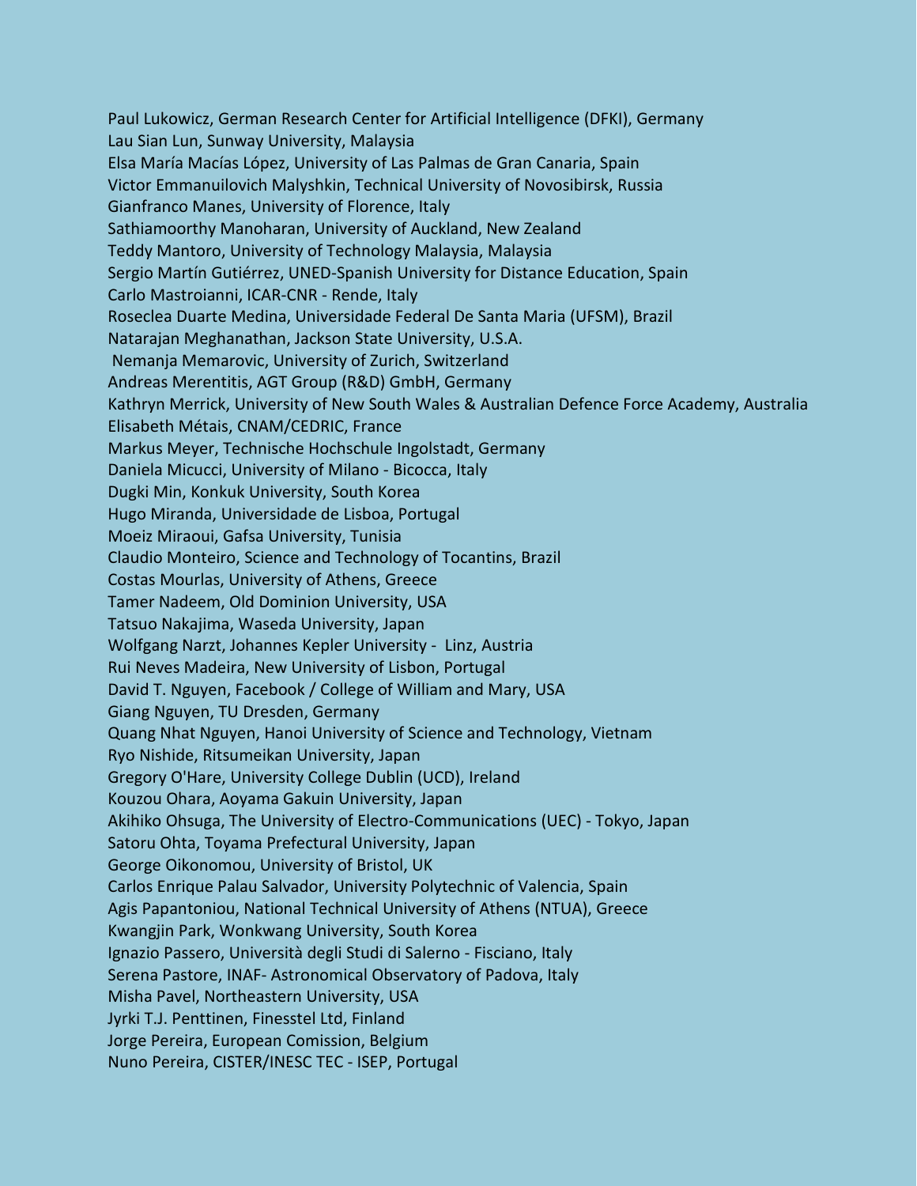Paul Lukowicz, German Research Center for Artificial Intelligence (DFKI), Germany
Lau Sian Lun, Sunway University, Malaysia
Elsa María Macías López, University of Las Palmas de Gran Canaria, Spain
Victor Emmanuilovich Malyshkin, Technical University of Novosibirsk, Russia
Gianfranco Manes, University of Florence, Italy
Sathiamoorthy Manoharan, University of Auckland, New Zealand
Teddy Mantoro, University of Technology Malaysia, Malaysia
Sergio Martín Gutiérrez, UNED-Spanish University for Distance Education, Spain
Carlo Mastroianni, ICAR-CNR - Rende, Italy
Roseclea Duarte Medina, Universidade Federal De Santa Maria (UFSM), Brazil
Natarajan Meghanathan, Jackson State University, U.S.A.
Nemanja Memarovic, University of Zurich, Switzerland
Andreas Merentitis, AGT Group (R&D) GmbH, Germany
Kathryn Merrick, University of New South Wales & Australian Defence Force Academy, Australia
Elisabeth Métais, CNAM/CEDRIC, France
Markus Meyer, Technische Hochschule Ingolstadt, Germany
Daniela Micucci, University of Milano - Bicocca, Italy
Dugki Min, Konkuk University, South Korea
Hugo Miranda, Universidade de Lisboa, Portugal
Moeiz Miraoui, Gafsa University, Tunisia
Claudio Monteiro, Science and Technology of Tocantins, Brazil
Costas Mourlas, University of Athens, Greece
Tamer Nadeem, Old Dominion University, USA
Tatsuo Nakajima, Waseda University, Japan
Wolfgang Narzt, Johannes Kepler University - Linz, Austria
Rui Neves Madeira, New University of Lisbon, Portugal
David T. Nguyen, Facebook / College of William and Mary, USA
Giang Nguyen, TU Dresden, Germany
Quang Nhat Nguyen, Hanoi University of Science and Technology, Vietnam
Ryo Nishide, Ritsumeikan University, Japan
Gregory O'Hare, University College Dublin (UCD), Ireland
Kouzou Ohara, Aoyama Gakuin University, Japan
Akihiko Ohsuga, The University of Electro-Communications (UEC) - Tokyo, Japan
Satoru Ohta, Toyama Prefectural University, Japan
George Oikonomou, University of Bristol, UK
Carlos Enrique Palau Salvador, University Polytechnic of Valencia, Spain
Agis Papantoniou, National Technical University of Athens (NTUA), Greece
Kwangjin Park, Wonkwang University, South Korea
Ignazio Passero, Università degli Studi di Salerno - Fisciano, Italy
Serena Pastore, INAF- Astronomical Observatory of Padova, Italy
Misha Pavel, Northeastern University, USA
Jyrki T.J. Penttinen, Finesstel Ltd, Finland
Jorge Pereira, European Comission, Belgium
Nuno Pereira, CISTER/INESC TEC - ISEP, Portugal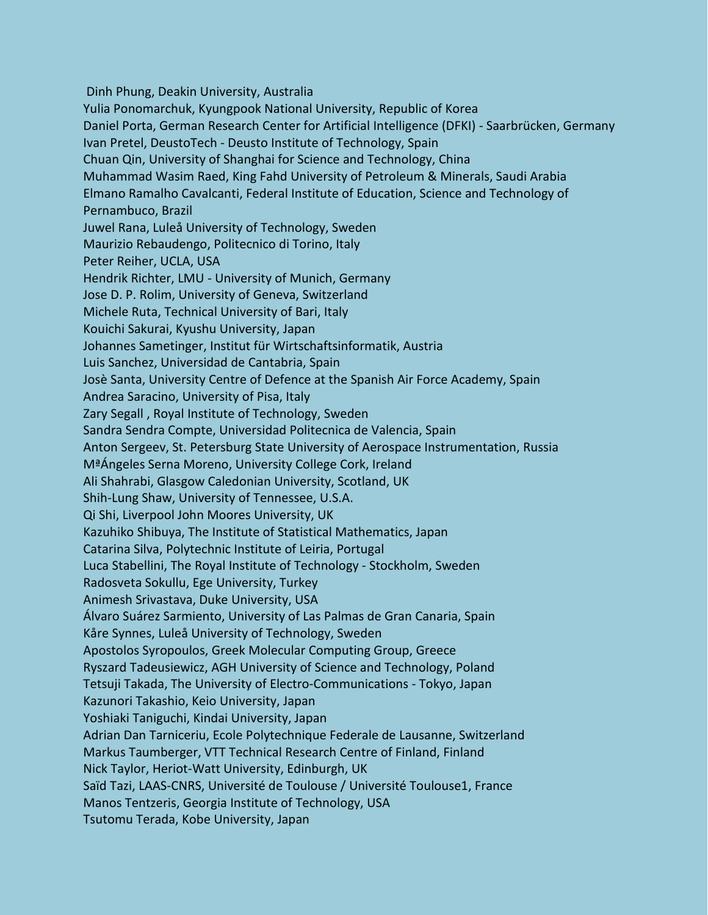Dinh Phung, Deakin University, Australia
Yulia Ponomarchuk, Kyungpook National University, Republic of Korea
Daniel Porta, German Research Center for Artificial Intelligence (DFKI) - Saarbrücken, Germany
Ivan Pretel, DeustoTech - Deusto Institute of Technology, Spain
Chuan Qin, University of Shanghai for Science and Technology, China
Muhammad Wasim Raed, King Fahd University of Petroleum & Minerals, Saudi Arabia
Elmano Ramalho Cavalcanti, Federal Institute of Education, Science and Technology of Pernambuco, Brazil
Juwel Rana, Luleå University of Technology, Sweden
Maurizio Rebaudengo, Politecnico di Torino, Italy
Peter Reiher, UCLA, USA
Hendrik Richter, LMU - University of Munich, Germany
Jose D. P. Rolim, University of Geneva, Switzerland
Michele Ruta, Technical University of Bari, Italy
Kouichi Sakurai, Kyushu University, Japan
Johannes Sametinger, Institut für Wirtschaftsinformatik, Austria
Luis Sanchez, Universidad de Cantabria, Spain
Josè Santa, University Centre of Defence at the Spanish Air Force Academy, Spain
Andrea Saracino, University of Pisa, Italy
Zary Segall , Royal Institute of Technology, Sweden
Sandra Sendra Compte, Universidad Politecnica de Valencia, Spain
Anton Sergeev, St. Petersburg State University of Aerospace Instrumentation, Russia
MªÁngeles Serna Moreno, University College Cork, Ireland
Ali Shahrabi, Glasgow Caledonian University, Scotland, UK
Shih-Lung Shaw, University of Tennessee, U.S.A.
Qi Shi, Liverpool John Moores University, UK
Kazuhiko Shibuya, The Institute of Statistical Mathematics, Japan
Catarina Silva, Polytechnic Institute of Leiria, Portugal
Luca Stabellini, The Royal Institute of Technology - Stockholm, Sweden
Radosveta Sokullu, Ege University, Turkey
Animesh Srivastava, Duke University, USA
Álvaro Suárez Sarmiento, University of Las Palmas de Gran Canaria, Spain
Kåre Synnes, Luleå University of Technology, Sweden
Apostolos Syropoulos, Greek Molecular Computing Group, Greece
Ryszard Tadeusiewicz, AGH University of Science and Technology, Poland
Tetsuji Takada, The University of Electro-Communications - Tokyo, Japan
Kazunori Takashio, Keio University, Japan
Yoshiaki Taniguchi, Kindai University, Japan
Adrian Dan Tarniceriu, Ecole Polytechnique Federale de Lausanne, Switzerland
Markus Taumberger, VTT Technical Research Centre of Finland, Finland
Nick Taylor, Heriot-Watt University, Edinburgh, UK
Saïd Tazi, LAAS-CNRS, Université de Toulouse / Université Toulouse1, France
Manos Tentzeris, Georgia Institute of Technology, USA
Tsutomu Terada, Kobe University, Japan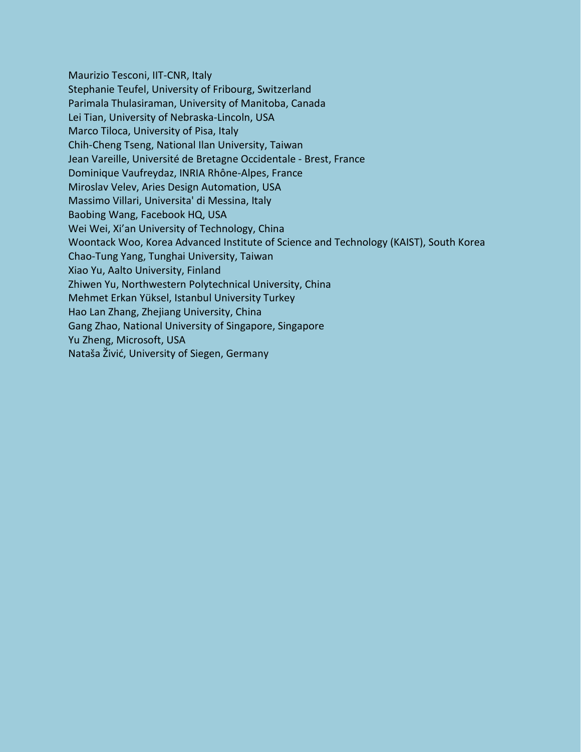Maurizio Tesconi, IIT-CNR, Italy
Stephanie Teufel, University of Fribourg, Switzerland
Parimala Thulasiraman, University of Manitoba, Canada
Lei Tian, University of Nebraska-Lincoln, USA
Marco Tiloca, University of Pisa, Italy
Chih-Cheng Tseng, National Ilan University, Taiwan
Jean Vareille, Université de Bretagne Occidentale - Brest, France
Dominique Vaufreydaz, INRIA Rhône-Alpes, France
Miroslav Velev, Aries Design Automation, USA
Massimo Villari, Universita' di Messina, Italy
Baobing Wang, Facebook HQ, USA
Wei Wei, Xi'an University of Technology, China
Woontack Woo, Korea Advanced Institute of Science and Technology (KAIST), South Korea
Chao-Tung Yang, Tunghai University, Taiwan
Xiao Yu, Aalto University, Finland
Zhiwen Yu, Northwestern Polytechnical University, China
Mehmet Erkan Yüksel, Istanbul University Turkey
Hao Lan Zhang, Zhejiang University, China
Gang Zhao, National University of Singapore, Singapore
Yu Zheng, Microsoft, USA
Nataša Živić, University of Siegen, Germany